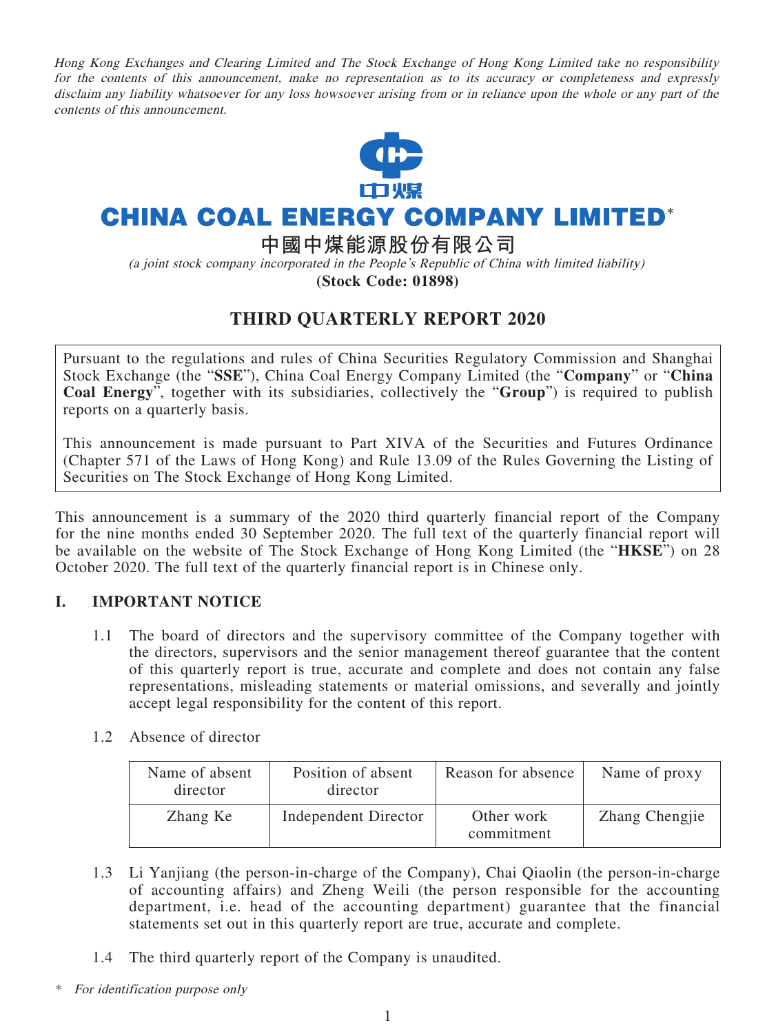*Hong Kong Exchanges and Clearing Limited and The Stock Exchange of Hong Kong Limited take no responsibility for the contents of this announcement, make no representation as to its accuracy or completeness and expressly disclaim any liability whatsoever for any loss howsoever arising from or in reliance upon the whole or any part of the contents of this announcement.*

中煤

# CHINA COAL ENERGY COMPANY LIMITED*

## 中國中煤能源股份有限公司

*(a joint stock company incorporated in the People's Republic of China with limited liability)*

**(Stock Code: 01898)**

# THIRD QUARTERLY REPORT 2020

Pursuant to the regulations and rules of China Securities Regulatory Commission and Shanghai Stock Exchange (the "**SSE**"), China Coal Energy Company Limited (the "**Company**" or "**China Coal Energy**", together with its subsidiaries, collectively the "**Group**") is required to publish reports on a quarterly basis.

This announcement is made pursuant to Part XIVA of the Securities and Futures Ordinance (Chapter 571 of the Laws of Hong Kong) and Rule 13.09 of the Rules Governing the Listing of Securities on The Stock Exchange of Hong Kong Limited.

This announcement is a summary of the 2020 third quarterly financial report of the Company for the nine months ended 30 September 2020. The full text of the quarterly financial report will be available on the website of The Stock Exchange of Hong Kong Limited (the "**HKSE**") on 28 October 2020. The full text of the quarterly financial report is in Chinese only.

## I. IMPORTANT NOTICE

1.1 The board of directors and the supervisory committee of the Company together with the directors, supervisors and the senior management thereof guarantee that the content of this quarterly report is true, accurate and complete and does not contain any false representations, misleading statements or material omissions, and severally and jointly accept legal responsibility for the content of this report.

1.2 Absence of director

| Name of absent director | Position of absent director | Reason for absence | Name of proxy |
|---|---|---|---|
| Zhang Ke | Independent Director | Other work commitment | Zhang Chengjie |

1.3 Li Yanjiang (the person-in-charge of the Company), Chai Qiaolin (the person-in-charge of accounting affairs) and Zheng Weili (the person responsible for the accounting department, i.e. head of the accounting department) guarantee that the financial statements set out in this quarterly report are true, accurate and complete.

1.4 The third quarterly report of the Company is unaudited.

\* *For identification purpose only*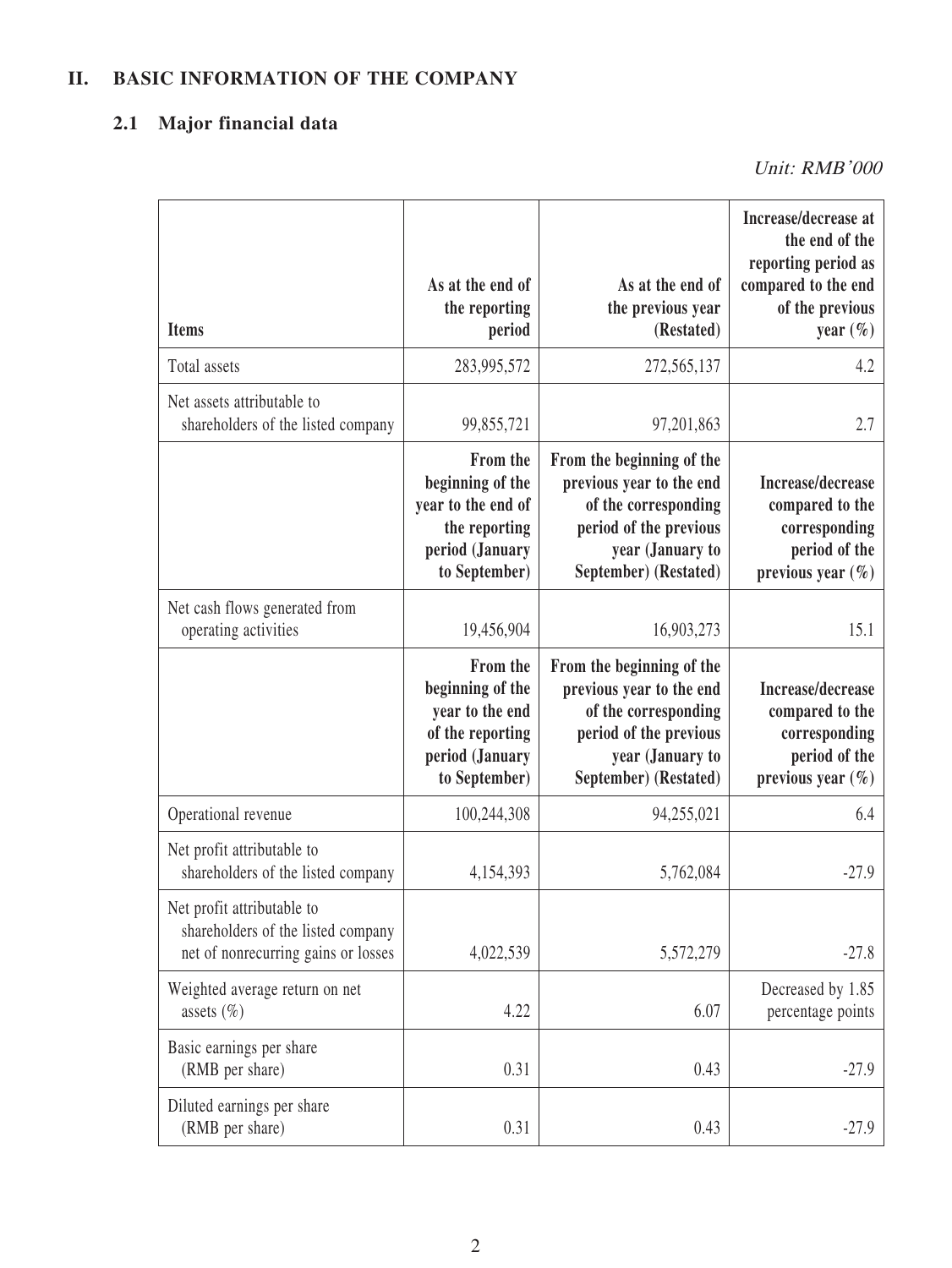## II. BASIC INFORMATION OF THE COMPANY

### 2.1 Major financial data

*Unit: RMB'000*

| Items | As at the end of the reporting period | As at the end of the previous year (Restated) | Increase/decrease at the end of the reporting period as compared to the end of the previous year (%) |
|---|---|---|---|
| Total assets | 283,995,572 | 272,565,137 | 4.2 |
| Net assets attributable to shareholders of the listed company | 99,855,721 | 97,201,863 | 2.7 |
| | **From the beginning of the year to the end of the reporting period (January to September)** | **From the beginning of the previous year to the end of the corresponding period of the previous year (January to September) (Restated)** | **Increase/decrease compared to the corresponding period of the previous year (%)** |
| Net cash flows generated from operating activities | 19,456,904 | 16,903,273 | 15.1 |
| | **From the beginning of the year to the end of the reporting period (January to September)** | **From the beginning of the previous year to the end of the corresponding period of the previous year (January to September) (Restated)** | **Increase/decrease compared to the corresponding period of the previous year (%)** |
| Operational revenue | 100,244,308 | 94,255,021 | 6.4 |
| Net profit attributable to shareholders of the listed company | 4,154,393 | 5,762,084 | -27.9 |
| Net profit attributable to shareholders of the listed company net of nonrecurring gains or losses | 4,022,539 | 5,572,279 | -27.8 |
| Weighted average return on net assets (%) | 4.22 | 6.07 | Decreased by 1.85 percentage points |
| Basic earnings per share (RMB per share) | 0.31 | 0.43 | -27.9 |
| Diluted earnings per share (RMB per share) | 0.31 | 0.43 | -27.9 |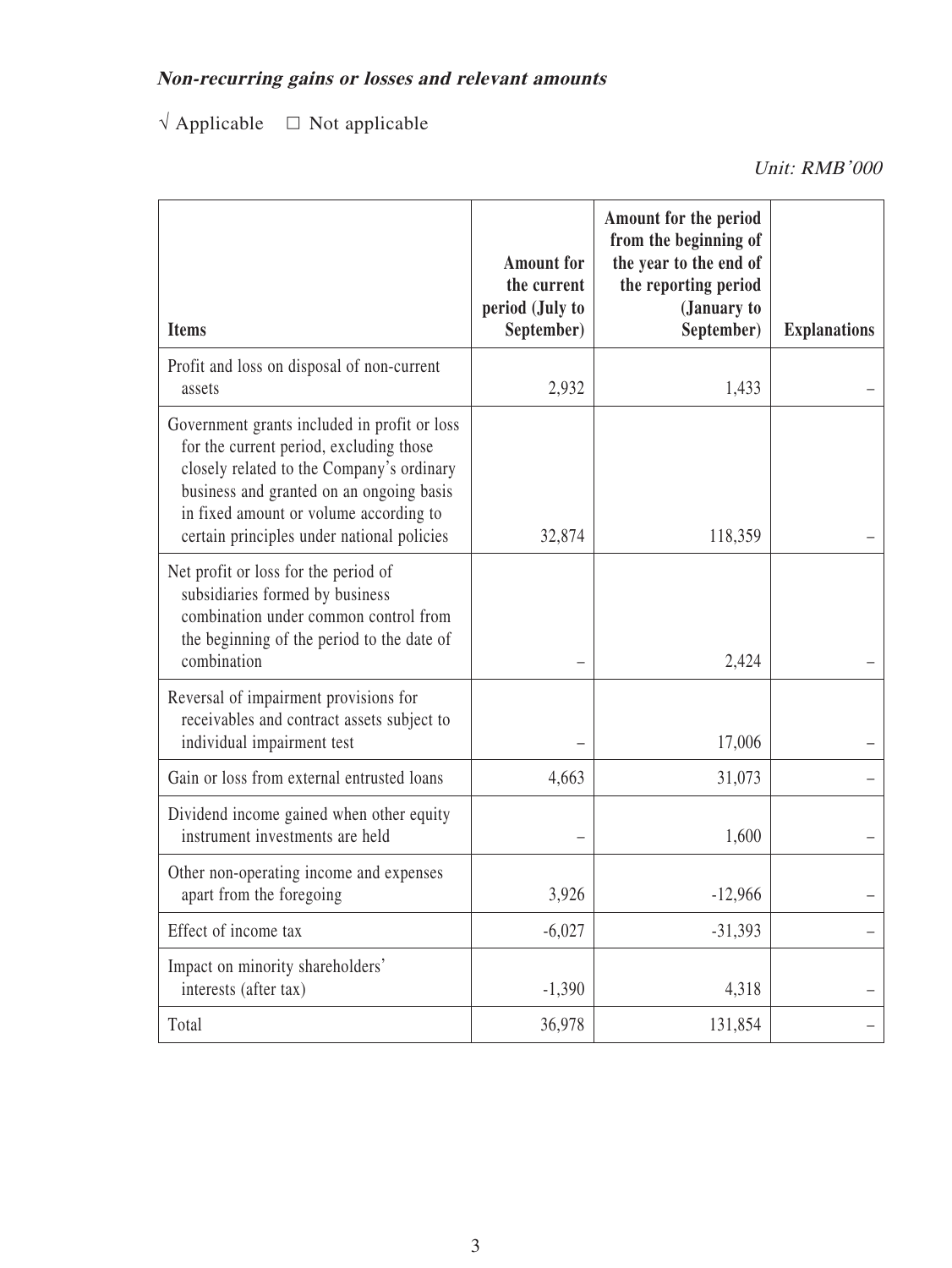***Non-recurring gains or losses and relevant amounts***

√ Applicable □ Not applicable

*Unit: RMB'000*

| Items | Amount for the current period (July to September) | Amount for the period from the beginning of the year to the end of the reporting period (January to September) | Explanations |
|---|---|---|---|
| Profit and loss on disposal of non-current assets | 2,932 | 1,433 | – |
| Government grants included in profit or loss for the current period, excluding those closely related to the Company's ordinary business and granted on an ongoing basis in fixed amount or volume according to certain principles under national policies | 32,874 | 118,359 | – |
| Net profit or loss for the period of subsidiaries formed by business combination under common control from the beginning of the period to the date of combination | – | 2,424 | – |
| Reversal of impairment provisions for receivables and contract assets subject to individual impairment test | – | 17,006 | – |
| Gain or loss from external entrusted loans | 4,663 | 31,073 | – |
| Dividend income gained when other equity instrument investments are held | – | 1,600 | – |
| Other non-operating income and expenses apart from the foregoing | 3,926 | -12,966 | – |
| Effect of income tax | -6,027 | -31,393 | – |
| Impact on minority shareholders' interests (after tax) | -1,390 | 4,318 | – |
| Total | 36,978 | 131,854 | – |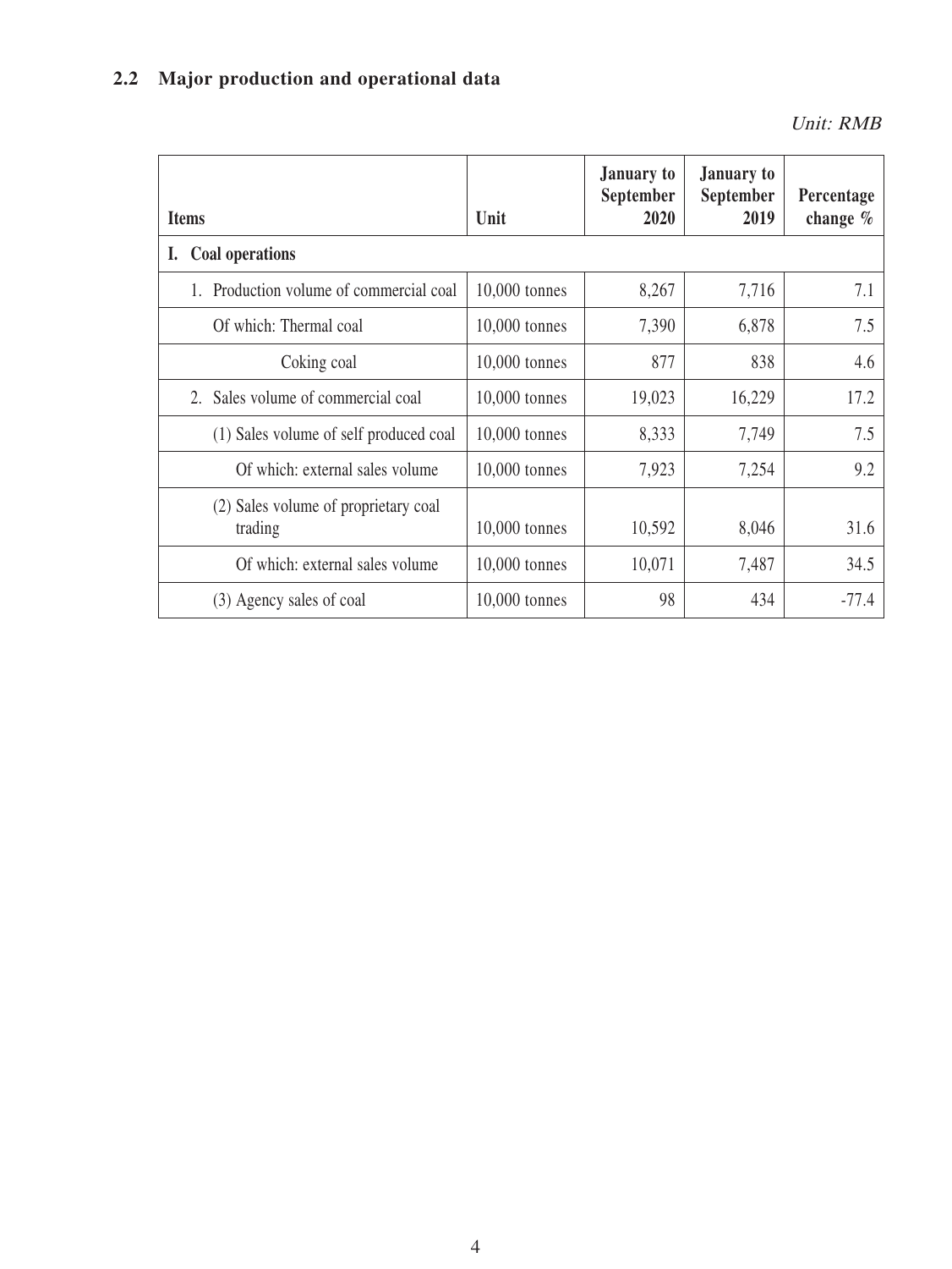## 2.2 Major production and operational data

*Unit: RMB*

| Items | Unit | January to September 2020 | January to September 2019 | Percentage change % |
|---|---|---|---|---|
| **I. Coal operations** | | | | |
| 1. Production volume of commercial coal | 10,000 tonnes | 8,267 | 7,716 | 7.1 |
| Of which: Thermal coal | 10,000 tonnes | 7,390 | 6,878 | 7.5 |
| Coking coal | 10,000 tonnes | 877 | 838 | 4.6 |
| 2. Sales volume of commercial coal | 10,000 tonnes | 19,023 | 16,229 | 17.2 |
| (1) Sales volume of self produced coal | 10,000 tonnes | 8,333 | 7,749 | 7.5 |
| Of which: external sales volume | 10,000 tonnes | 7,923 | 7,254 | 9.2 |
| (2) Sales volume of proprietary coal trading | 10,000 tonnes | 10,592 | 8,046 | 31.6 |
| Of which: external sales volume | 10,000 tonnes | 10,071 | 7,487 | 34.5 |
| (3) Agency sales of coal | 10,000 tonnes | 98 | 434 | -77.4 |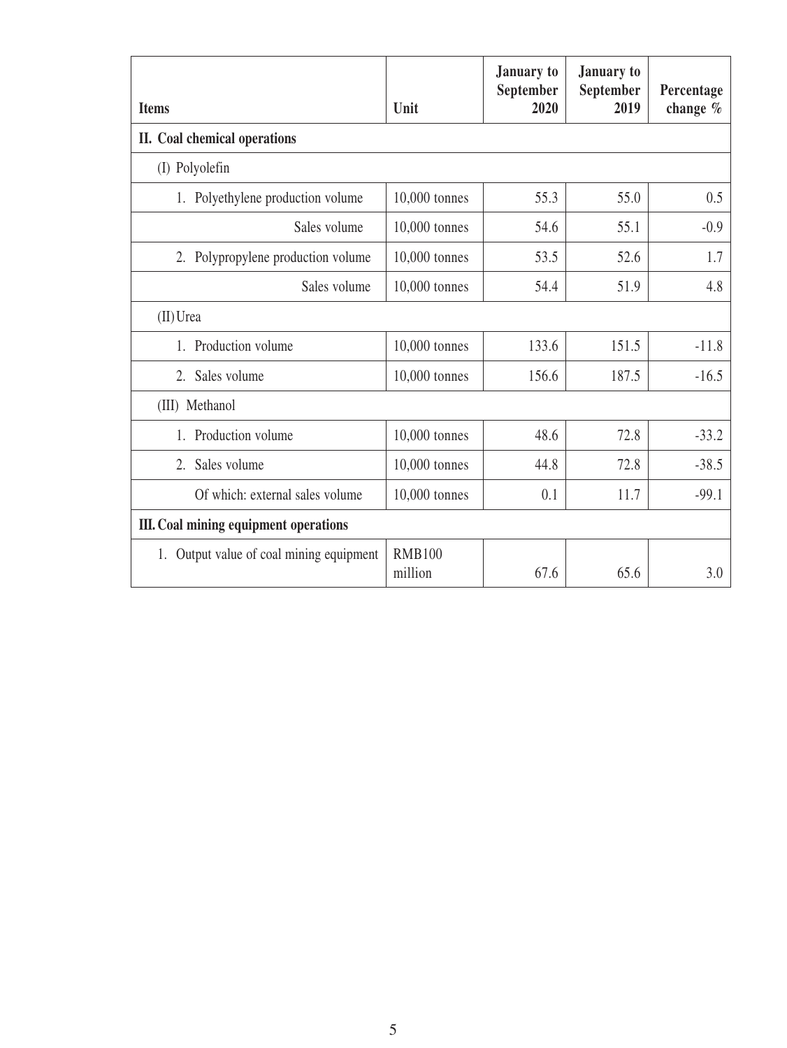| Items | Unit | January to September 2020 | January to September 2019 | Percentage change % |
|---|---|---|---|---|
| **II. Coal chemical operations** | | | | |
| (I) Polyolefin | | | | |
| 1. Polyethylene production volume | 10,000 tonnes | 55.3 | 55.0 | 0.5 |
| Sales volume | 10,000 tonnes | 54.6 | 55.1 | -0.9 |
| 2. Polypropylene production volume | 10,000 tonnes | 53.5 | 52.6 | 1.7 |
| Sales volume | 10,000 tonnes | 54.4 | 51.9 | 4.8 |
| (II) Urea | | | | |
| 1. Production volume | 10,000 tonnes | 133.6 | 151.5 | -11.8 |
| 2. Sales volume | 10,000 tonnes | 156.6 | 187.5 | -16.5 |
| (III) Methanol | | | | |
| 1. Production volume | 10,000 tonnes | 48.6 | 72.8 | -33.2 |
| 2. Sales volume | 10,000 tonnes | 44.8 | 72.8 | -38.5 |
| Of which: external sales volume | 10,000 tonnes | 0.1 | 11.7 | -99.1 |
| **III. Coal mining equipment operations** | | | | |
| 1. Output value of coal mining equipment | RMB100 million | 67.6 | 65.6 | 3.0 |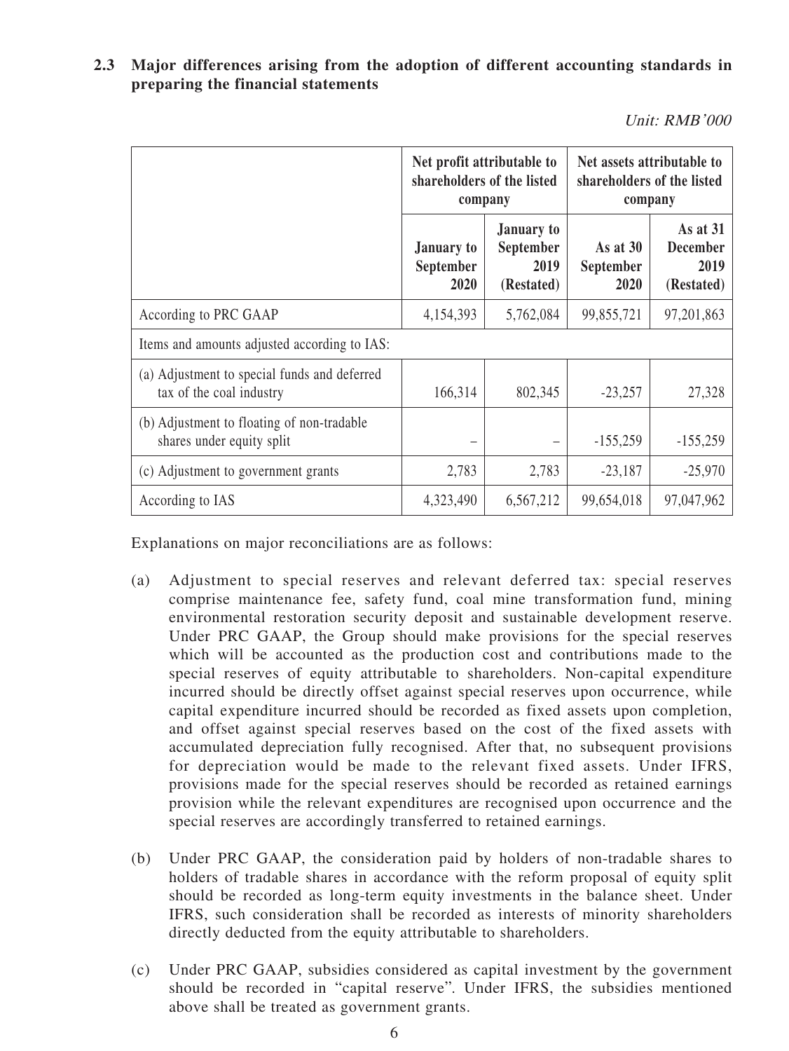### 2.3 Major differences arising from the adoption of different accounting standards in preparing the financial statements

*Unit: RMB'000*

| | Net profit attributable to shareholders of the listed company | | Net assets attributable to shareholders of the listed company | |
|---|---|---|---|---|
| | January to September 2020 | January to September 2019 (Restated) | As at 30 September 2020 | As at 31 December 2019 (Restated) |
| According to PRC GAAP | 4,154,393 | 5,762,084 | 99,855,721 | 97,201,863 |
| Items and amounts adjusted according to IAS: | | | | |
| (a) Adjustment to special funds and deferred tax of the coal industry | 166,314 | 802,345 | -23,257 | 27,328 |
| (b) Adjustment to floating of non-tradable shares under equity split | – | – | -155,259 | -155,259 |
| (c) Adjustment to government grants | 2,783 | 2,783 | -23,187 | -25,970 |
| According to IAS | 4,323,490 | 6,567,212 | 99,654,018 | 97,047,962 |

Explanations on major reconciliations are as follows:

(a) Adjustment to special reserves and relevant deferred tax: special reserves comprise maintenance fee, safety fund, coal mine transformation fund, mining environmental restoration security deposit and sustainable development reserve. Under PRC GAAP, the Group should make provisions for the special reserves which will be accounted as the production cost and contributions made to the special reserves of equity attributable to shareholders. Non-capital expenditure incurred should be directly offset against special reserves upon occurrence, while capital expenditure incurred should be recorded as fixed assets upon completion, and offset against special reserves based on the cost of the fixed assets with accumulated depreciation fully recognised. After that, no subsequent provisions for depreciation would be made to the relevant fixed assets. Under IFRS, provisions made for the special reserves should be recorded as retained earnings provision while the relevant expenditures are recognised upon occurrence and the special reserves are accordingly transferred to retained earnings.

(b) Under PRC GAAP, the consideration paid by holders of non-tradable shares to holders of tradable shares in accordance with the reform proposal of equity split should be recorded as long-term equity investments in the balance sheet. Under IFRS, such consideration shall be recorded as interests of minority shareholders directly deducted from the equity attributable to shareholders.

(c) Under PRC GAAP, subsidies considered as capital investment by the government should be recorded in "capital reserve". Under IFRS, the subsidies mentioned above shall be treated as government grants.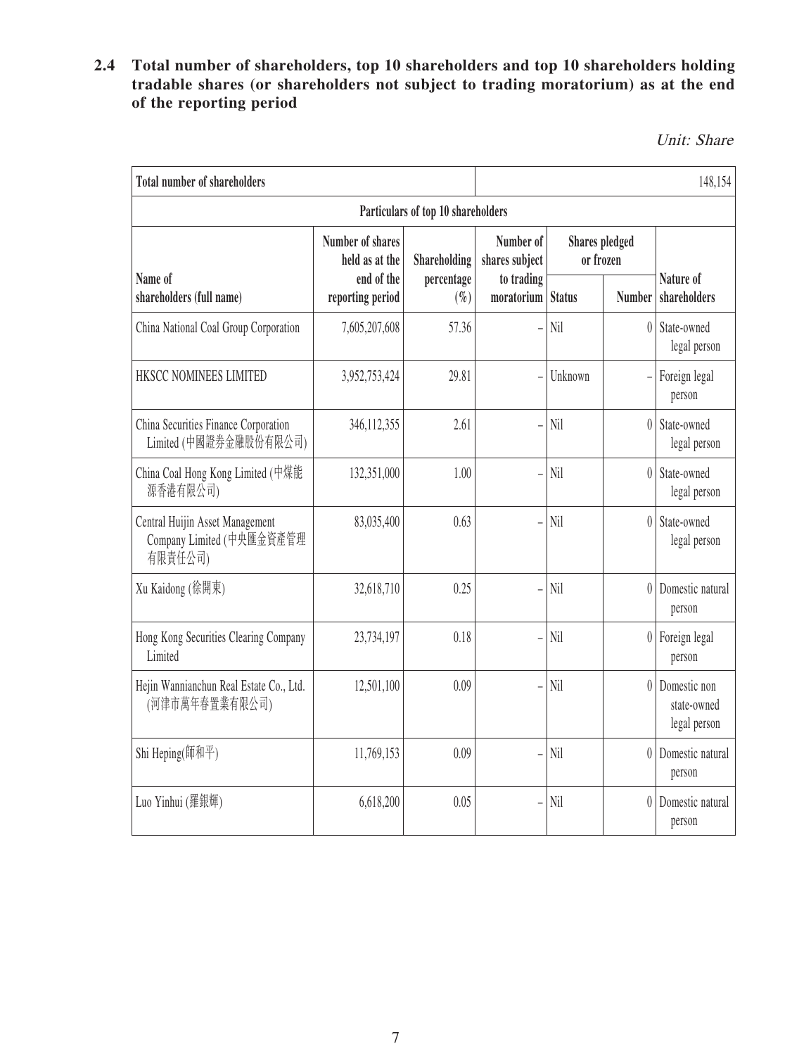## 2.4 Total number of shareholders, top 10 shareholders and top 10 shareholders holding tradable shares (or shareholders not subject to trading moratorium) as at the end of the reporting period

*Unit: Share*

| Total number of shareholders | | | 148,154 | | | |
|---|---|---|---|---|---|---|
| **Particulars of top 10 shareholders** | | | | | | |
| **Name of shareholders (full name)** | **Number of shares held as at the end of the reporting period** | **Shareholding percentage (%)** | **Number of shares subject to trading moratorium** | **Shares pledged or frozen** | | **Nature of shareholders** |
| | | | | **Status** | **Number** | |
| China National Coal Group Corporation | 7,605,207,608 | 57.36 | – | Nil | 0 | State-owned legal person |
| HKSCC NOMINEES LIMITED | 3,952,753,424 | 29.81 | – | Unknown | – | Foreign legal person |
| China Securities Finance Corporation Limited (中國證券金融股份有限公司) | 346,112,355 | 2.61 | – | Nil | 0 | State-owned legal person |
| China Coal Hong Kong Limited (中煤能源香港有限公司) | 132,351,000 | 1.00 | – | Nil | 0 | State-owned legal person |
| Central Huijin Asset Management Company Limited (中央匯金資產管理有限責任公司) | 83,035,400 | 0.63 | – | Nil | 0 | State-owned legal person |
| Xu Kaidong (徐開東) | 32,618,710 | 0.25 | – | Nil | 0 | Domestic natural person |
| Hong Kong Securities Clearing Company Limited | 23,734,197 | 0.18 | – | Nil | 0 | Foreign legal person |
| Hejin Wannianchun Real Estate Co., Ltd. (河津市萬年春置業有限公司) | 12,501,100 | 0.09 | – | Nil | 0 | Domestic non state-owned legal person |
| Shi Heping(師和平) | 11,769,153 | 0.09 | – | Nil | 0 | Domestic natural person |
| Luo Yinhui (羅銀輝) | 6,618,200 | 0.05 | – | Nil | 0 | Domestic natural person |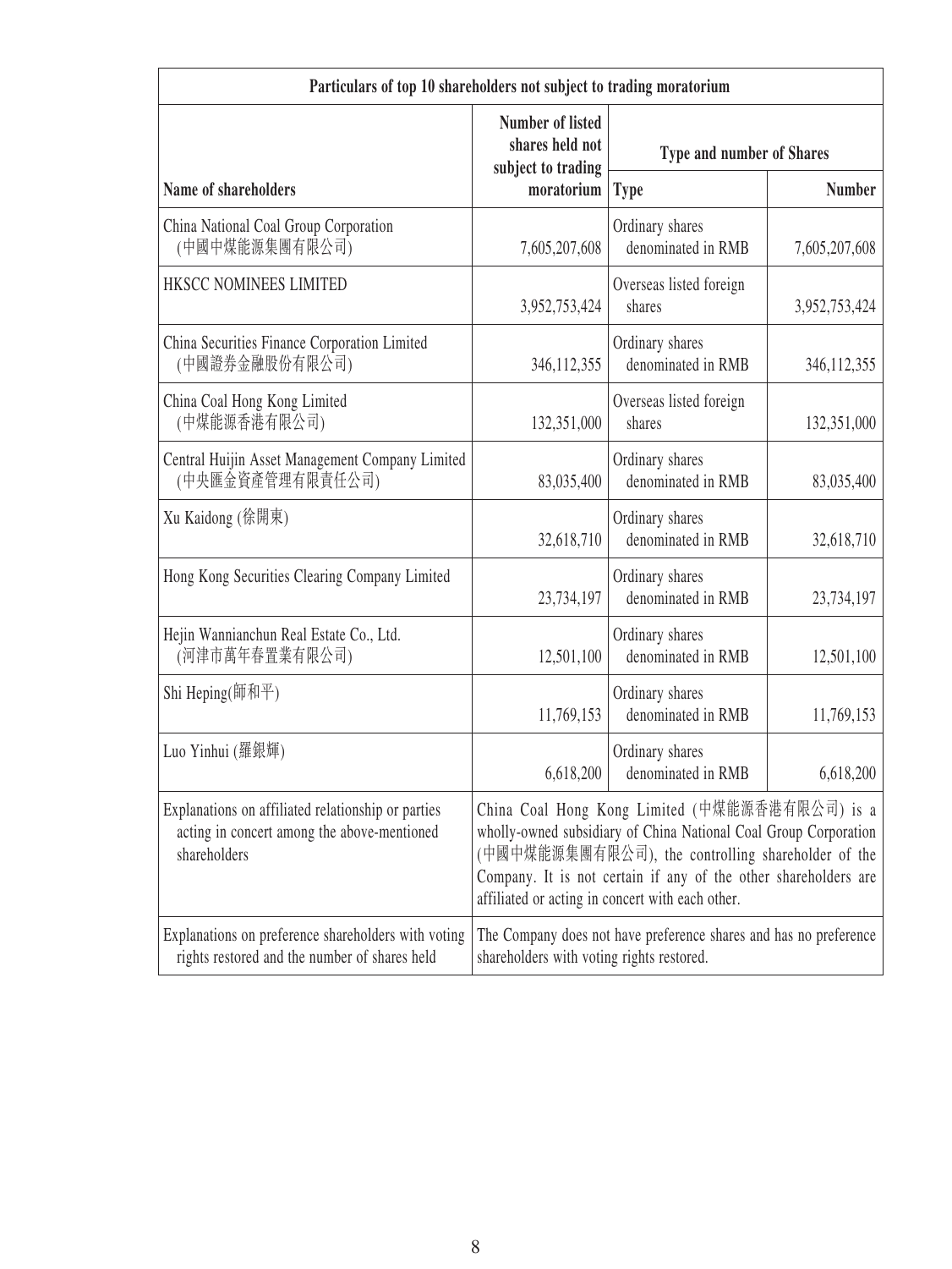| Particulars of top 10 shareholders not subject to trading moratorium | | | |
|---|---|---|---|
| Name of shareholders | Number of listed shares held not subject to trading moratorium | Type and number of Shares | |
| | | Type | Number |
| China National Coal Group Corporation (中國中煤能源集團有限公司) | 7,605,207,608 | Ordinary shares denominated in RMB | 7,605,207,608 |
| HKSCC NOMINEES LIMITED | 3,952,753,424 | Overseas listed foreign shares | 3,952,753,424 |
| China Securities Finance Corporation Limited (中國證券金融股份有限公司) | 346,112,355 | Ordinary shares denominated in RMB | 346,112,355 |
| China Coal Hong Kong Limited (中煤能源香港有限公司) | 132,351,000 | Overseas listed foreign shares | 132,351,000 |
| Central Huijin Asset Management Company Limited (中央匯金資產管理有限責任公司) | 83,035,400 | Ordinary shares denominated in RMB | 83,035,400 |
| Xu Kaidong (徐開東) | 32,618,710 | Ordinary shares denominated in RMB | 32,618,710 |
| Hong Kong Securities Clearing Company Limited | 23,734,197 | Ordinary shares denominated in RMB | 23,734,197 |
| Hejin Wannianchun Real Estate Co., Ltd. (河津市萬年春置業有限公司) | 12,501,100 | Ordinary shares denominated in RMB | 12,501,100 |
| Shi Heping(師和平) | 11,769,153 | Ordinary shares denominated in RMB | 11,769,153 |
| Luo Yinhui (羅銀輝) | 6,618,200 | Ordinary shares denominated in RMB | 6,618,200 |
| Explanations on affiliated relationship or parties acting in concert among the above-mentioned shareholders | China Coal Hong Kong Limited (中煤能源香港有限公司) is a wholly-owned subsidiary of China National Coal Group Corporation (中國中煤能源集團有限公司), the controlling shareholder of the Company. It is not certain if any of the other shareholders are affiliated or acting in concert with each other. | | |
| Explanations on preference shareholders with voting rights restored and the number of shares held | The Company does not have preference shares and has no preference shareholders with voting rights restored. | | |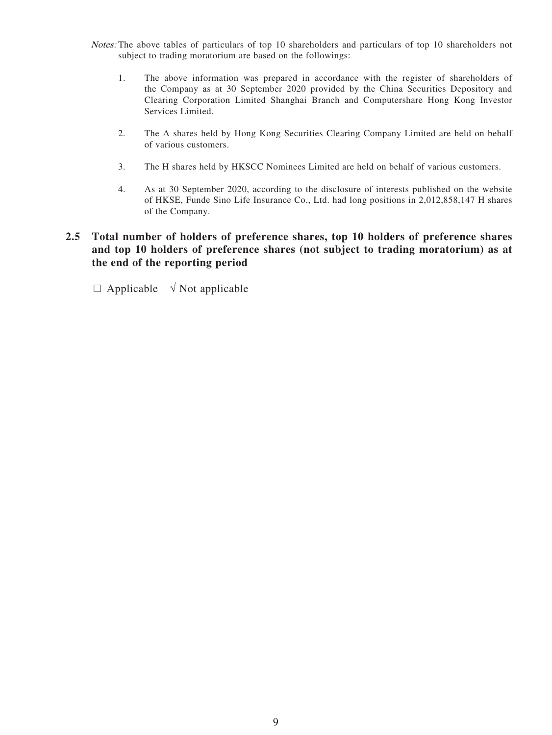*Notes:* The above tables of particulars of top 10 shareholders and particulars of top 10 shareholders not subject to trading moratorium are based on the followings:

1. The above information was prepared in accordance with the register of shareholders of the Company as at 30 September 2020 provided by the China Securities Depository and Clearing Corporation Limited Shanghai Branch and Computershare Hong Kong Investor Services Limited.

2. The A shares held by Hong Kong Securities Clearing Company Limited are held on behalf of various customers.

3. The H shares held by HKSCC Nominees Limited are held on behalf of various customers.

4. As at 30 September 2020, according to the disclosure of interests published on the website of HKSE, Funde Sino Life Insurance Co., Ltd. had long positions in 2,012,858,147 H shares of the Company.

## 2.5 Total number of holders of preference shares, top 10 holders of preference shares and top 10 holders of preference shares (not subject to trading moratorium) as at the end of the reporting period

□ Applicable √ Not applicable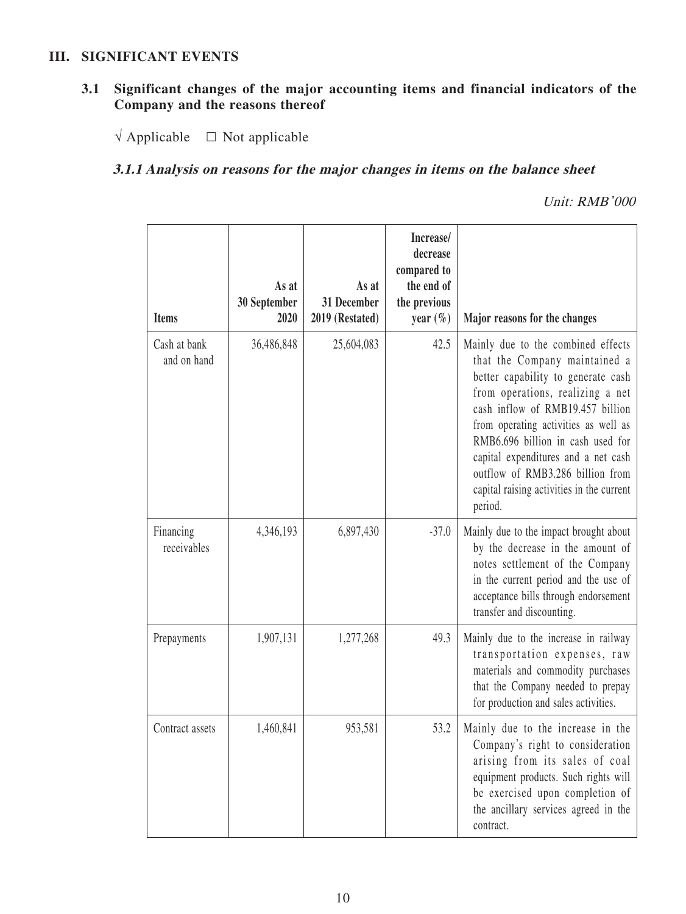## III. SIGNIFICANT EVENTS

### 3.1 Significant changes of the major accounting items and financial indicators of the Company and the reasons thereof

√ Applicable □ Not applicable

#### *3.1.1 Analysis on reasons for the major changes in items on the balance sheet*

*Unit: RMB'000*

| Items | As at 30 September 2020 | As at 31 December 2019 (Restated) | Increase/ decrease compared to the end of the previous year (%) | Major reasons for the changes |
|---|---|---|---|---|
| Cash at bank and on hand | 36,486,848 | 25,604,083 | 42.5 | Mainly due to the combined effects that the Company maintained a better capability to generate cash from operations, realizing a net cash inflow of RMB19.457 billion from operating activities as well as RMB6.696 billion in cash used for capital expenditures and a net cash outflow of RMB3.286 billion from capital raising activities in the current period. |
| Financing receivables | 4,346,193 | 6,897,430 | -37.0 | Mainly due to the impact brought about by the decrease in the amount of notes settlement of the Company in the current period and the use of acceptance bills through endorsement transfer and discounting. |
| Prepayments | 1,907,131 | 1,277,268 | 49.3 | Mainly due to the increase in railway transportation expenses, raw materials and commodity purchases that the Company needed to prepay for production and sales activities. |
| Contract assets | 1,460,841 | 953,581 | 53.2 | Mainly due to the increase in the Company's right to consideration arising from its sales of coal equipment products. Such rights will be exercised upon completion of the ancillary services agreed in the contract. |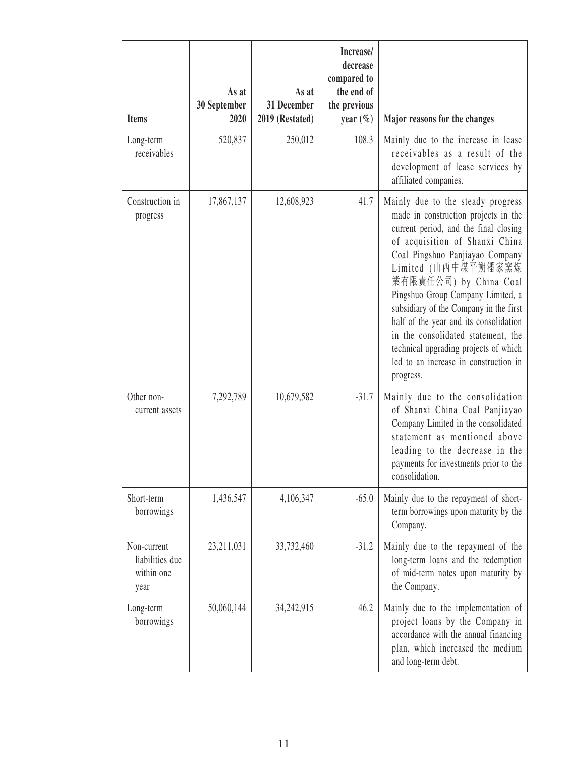| Items | As at 30 September 2020 | As at 31 December 2019 (Restated) | Increase/ decrease compared to the end of the previous year (%) | Major reasons for the changes |
|---|---|---|---|---|
| Long-term receivables | 520,837 | 250,012 | 108.3 | Mainly due to the increase in lease receivables as a result of the development of lease services by affiliated companies. |
| Construction in progress | 17,867,137 | 12,608,923 | 41.7 | Mainly due to the steady progress made in construction projects in the current period, and the final closing of acquisition of Shanxi China Coal Pingshuo Panjiayao Company Limited (山西中煤平朔潘家窯煤業有限責任公司) by China Coal Pingshuo Group Company Limited, a subsidiary of the Company in the first half of the year and its consolidation in the consolidated statement, the technical upgrading projects of which led to an increase in construction in progress. |
| Other non-current assets | 7,292,789 | 10,679,582 | -31.7 | Mainly due to the consolidation of Shanxi China Coal Panjiayao Company Limited in the consolidated statement as mentioned above leading to the decrease in the payments for investments prior to the consolidation. |
| Short-term borrowings | 1,436,547 | 4,106,347 | -65.0 | Mainly due to the repayment of short-term borrowings upon maturity by the Company. |
| Non-current liabilities due within one year | 23,211,031 | 33,732,460 | -31.2 | Mainly due to the repayment of the long-term loans and the redemption of mid-term notes upon maturity by the Company. |
| Long-term borrowings | 50,060,144 | 34,242,915 | 46.2 | Mainly due to the implementation of project loans by the Company in accordance with the annual financing plan, which increased the medium and long-term debt. |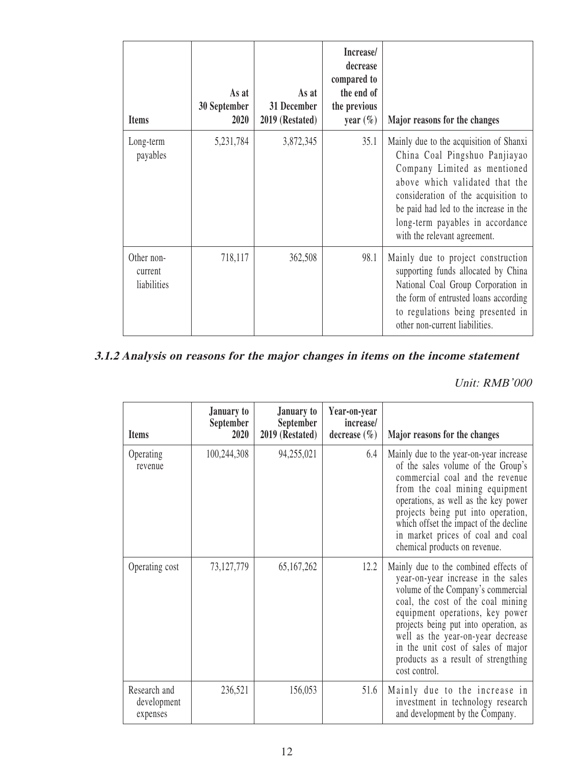| Items | As at 30 September 2020 | As at 31 December 2019 (Restated) | Increase/ decrease compared to the end of the previous year (%) | Major reasons for the changes |
|---|---|---|---|---|
| Long-term payables | 5,231,784 | 3,872,345 | 35.1 | Mainly due to the acquisition of Shanxi China Coal Pingshuo Panjiayao Company Limited as mentioned above which validated that the consideration of the acquisition to be paid had led to the increase in the long-term payables in accordance with the relevant agreement. |
| Other non-current liabilities | 718,117 | 362,508 | 98.1 | Mainly due to project construction supporting funds allocated by China National Coal Group Corporation in the form of entrusted loans according to regulations being presented in other non-current liabilities. |

### 3.1.2 Analysis on reasons for the major changes in items on the income statement

*Unit: RMB'000*

| Items | January to September 2020 | January to September 2019 (Restated) | Year-on-year increase/ decrease (%) | Major reasons for the changes |
|---|---|---|---|---|
| Operating revenue | 100,244,308 | 94,255,021 | 6.4 | Mainly due to the year-on-year increase of the sales volume of the Group's commercial coal and the revenue from the coal mining equipment operations, as well as the key power projects being put into operation, which offset the impact of the decline in market prices of coal and coal chemical products on revenue. |
| Operating cost | 73,127,779 | 65,167,262 | 12.2 | Mainly due to the combined effects of year-on-year increase in the sales volume of the Company's commercial coal, the cost of the coal mining equipment operations, key power projects being put into operation, as well as the year-on-year decrease in the unit cost of sales of major products as a result of strengthing cost control. |
| Research and development expenses | 236,521 | 156,053 | 51.6 | Mainly due to the increase in investment in technology research and development by the Company. |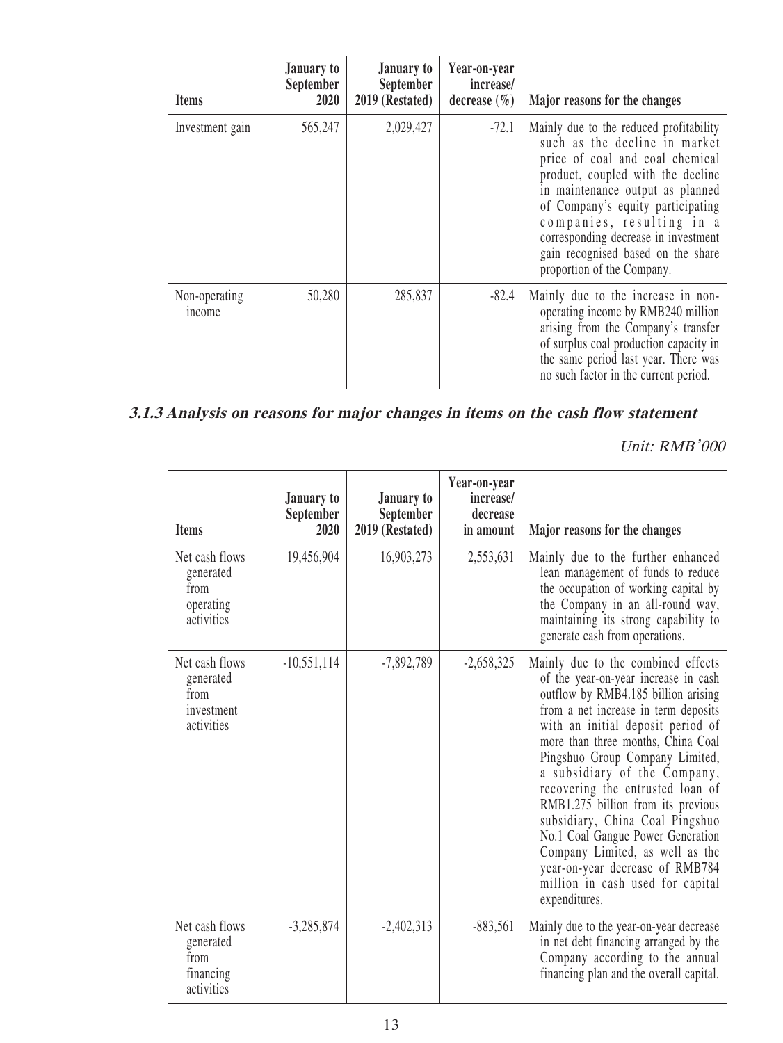| Items | January to September 2020 | January to September 2019 (Restated) | Year-on-year increase/ decrease (%) | Major reasons for the changes |
|---|---|---|---|---|
| Investment gain | 565,247 | 2,029,427 | -72.1 | Mainly due to the reduced profitability such as the decline in market price of coal and coal chemical product, coupled with the decline in maintenance output as planned of Company's equity participating companies, resulting in a corresponding decrease in investment gain recognised based on the share proportion of the Company. |
| Non-operating income | 50,280 | 285,837 | -82.4 | Mainly due to the increase in non-operating income by RMB240 million arising from the Company's transfer of surplus coal production capacity in the same period last year. There was no such factor in the current period. |

### *3.1.3 Analysis on reasons for major changes in items on the cash flow statement*

*Unit: RMB'000*

| Items | January to September 2020 | January to September 2019 (Restated) | Year-on-year increase/ decrease in amount | Major reasons for the changes |
|---|---|---|---|---|
| Net cash flows generated from operating activities | 19,456,904 | 16,903,273 | 2,553,631 | Mainly due to the further enhanced lean management of funds to reduce the occupation of working capital by the Company in an all-round way, maintaining its strong capability to generate cash from operations. |
| Net cash flows generated from investment activities | -10,551,114 | -7,892,789 | -2,658,325 | Mainly due to the combined effects of the year-on-year increase in cash outflow by RMB4.185 billion arising from a net increase in term deposits with an initial deposit period of more than three months, China Coal Pingshuo Group Company Limited, a subsidiary of the Company, recovering the entrusted loan of RMB1.275 billion from its previous subsidiary, China Coal Pingshuo No.1 Coal Gangue Power Generation Company Limited, as well as the year-on-year decrease of RMB784 million in cash used for capital expenditures. |
| Net cash flows generated from financing activities | -3,285,874 | -2,402,313 | -883,561 | Mainly due to the year-on-year decrease in net debt financing arranged by the Company according to the annual financing plan and the overall capital. |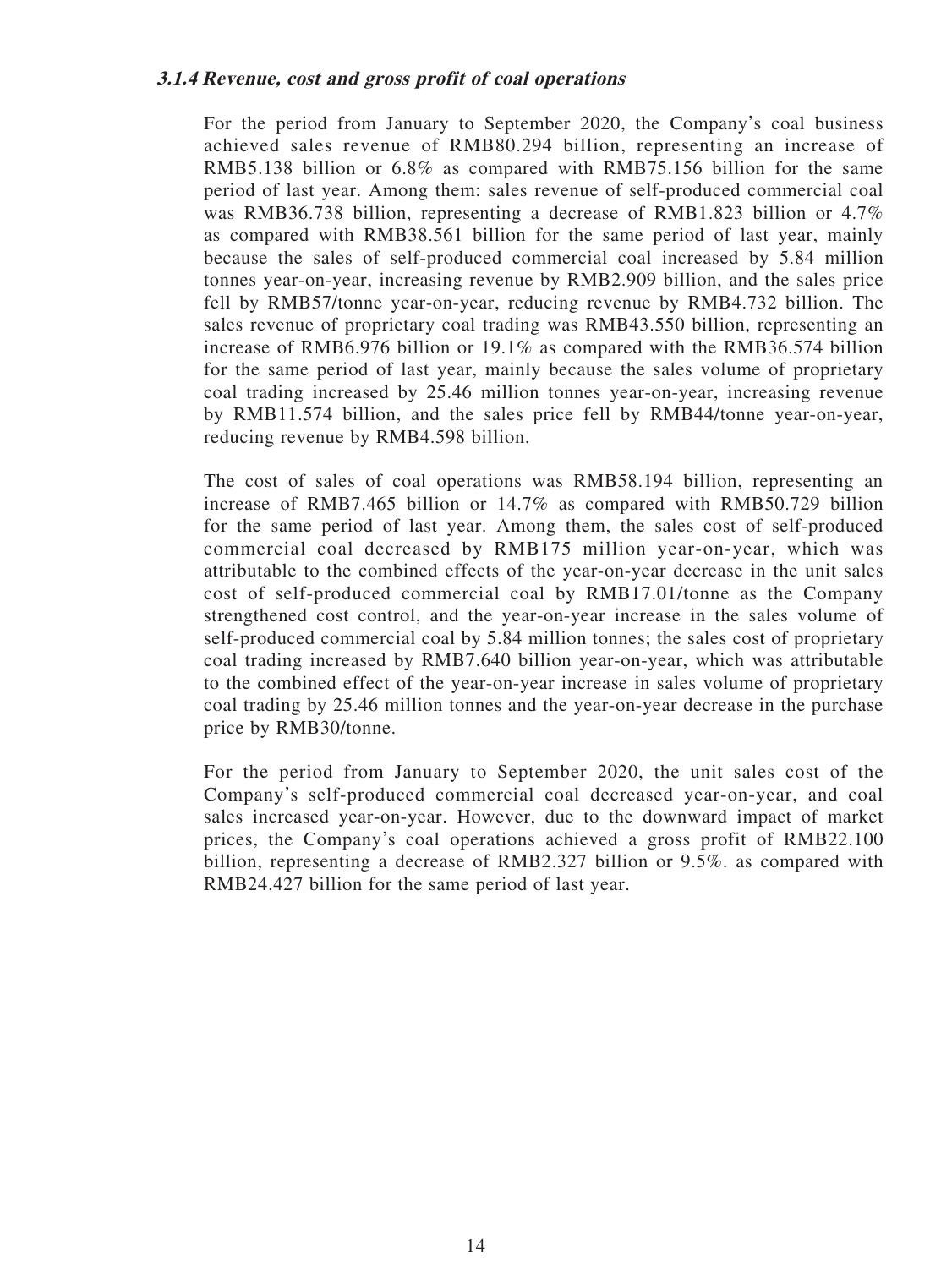#### *3.1.4 Revenue, cost and gross profit of coal operations*

For the period from January to September 2020, the Company's coal business achieved sales revenue of RMB80.294 billion, representing an increase of RMB5.138 billion or 6.8% as compared with RMB75.156 billion for the same period of last year. Among them: sales revenue of self-produced commercial coal was RMB36.738 billion, representing a decrease of RMB1.823 billion or 4.7% as compared with RMB38.561 billion for the same period of last year, mainly because the sales of self-produced commercial coal increased by 5.84 million tonnes year-on-year, increasing revenue by RMB2.909 billion, and the sales price fell by RMB57/tonne year-on-year, reducing revenue by RMB4.732 billion. The sales revenue of proprietary coal trading was RMB43.550 billion, representing an increase of RMB6.976 billion or 19.1% as compared with the RMB36.574 billion for the same period of last year, mainly because the sales volume of proprietary coal trading increased by 25.46 million tonnes year-on-year, increasing revenue by RMB11.574 billion, and the sales price fell by RMB44/tonne year-on-year, reducing revenue by RMB4.598 billion.

The cost of sales of coal operations was RMB58.194 billion, representing an increase of RMB7.465 billion or 14.7% as compared with RMB50.729 billion for the same period of last year. Among them, the sales cost of self-produced commercial coal decreased by RMB175 million year-on-year, which was attributable to the combined effects of the year-on-year decrease in the unit sales cost of self-produced commercial coal by RMB17.01/tonne as the Company strengthened cost control, and the year-on-year increase in the sales volume of self-produced commercial coal by 5.84 million tonnes; the sales cost of proprietary coal trading increased by RMB7.640 billion year-on-year, which was attributable to the combined effect of the year-on-year increase in sales volume of proprietary coal trading by 25.46 million tonnes and the year-on-year decrease in the purchase price by RMB30/tonne.

For the period from January to September 2020, the unit sales cost of the Company's self-produced commercial coal decreased year-on-year, and coal sales increased year-on-year. However, due to the downward impact of market prices, the Company's coal operations achieved a gross profit of RMB22.100 billion, representing a decrease of RMB2.327 billion or 9.5%. as compared with RMB24.427 billion for the same period of last year.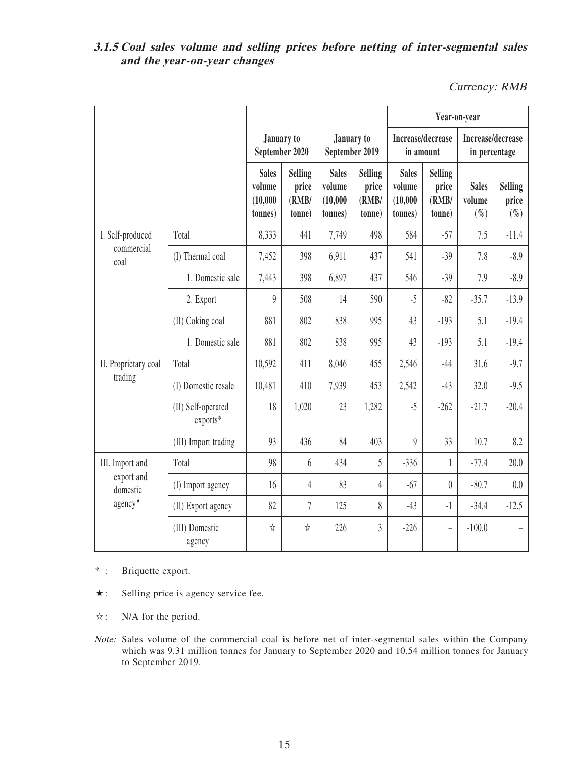### 3.1.5 *Coal sales volume and selling prices before netting of inter-segmental sales and the year-on-year changes*

*Currency: RMB*

| | | January to September 2020 | | January to September 2019 | | Year-on-year | | | |
|---|---|---|---|---|---|---|---|---|---|
| | | | | | | Increase/decrease in amount | | Increase/decrease in percentage | |
| | | Sales volume (10,000 tonnes) | Selling price (RMB/tonne) | Sales volume (10,000 tonnes) | Selling price (RMB/tonne) | Sales volume (10,000 tonnes) | Selling price (RMB/tonne) | Sales volume (%) | Selling price (%) |
| I. Self-produced commercial coal | Total | 8,333 | 441 | 7,749 | 498 | 584 | -57 | 7.5 | -11.4 |
| | (I) Thermal coal | 7,452 | 398 | 6,911 | 437 | 541 | -39 | 7.8 | -8.9 |
| | 1. Domestic sale | 7,443 | 398 | 6,897 | 437 | 546 | -39 | 7.9 | -8.9 |
| | 2. Export | 9 | 508 | 14 | 590 | -5 | -82 | -35.7 | -13.9 |
| | (II) Coking coal | 881 | 802 | 838 | 995 | 43 | -193 | 5.1 | -19.4 |
| | 1. Domestic sale | 881 | 802 | 838 | 995 | 43 | -193 | 5.1 | -19.4 |
| II. Proprietary coal trading | Total | 10,592 | 411 | 8,046 | 455 | 2,546 | -44 | 31.6 | -9.7 |
| | (I) Domestic resale | 10,481 | 410 | 7,939 | 453 | 2,542 | -43 | 32.0 | -9.5 |
| | (II) Self-operated exports* | 18 | 1,020 | 23 | 1,282 | -5 | -262 | -21.7 | -20.4 |
| | (III) Import trading | 93 | 436 | 84 | 403 | 9 | 33 | 10.7 | 8.2 |
| III. Import and export and domestic agency★ | Total | 98 | 6 | 434 | 5 | -336 | 1 | -77.4 | 20.0 |
| | (I) Import agency | 16 | 4 | 83 | 4 | -67 | 0 | -80.7 | 0.0 |
| | (II) Export agency | 82 | 7 | 125 | 8 | -43 | -1 | -34.4 | -12.5 |
| | (III) Domestic agency | ☆ | ☆ | 226 | 3 | -226 | – | -100.0 | – |

* : Briquette export.

★: Selling price is agency service fee.

☆: N/A for the period.

*Note:* Sales volume of the commercial coal is before net of inter-segmental sales within the Company which was 9.31 million tonnes for January to September 2020 and 10.54 million tonnes for January to September 2019.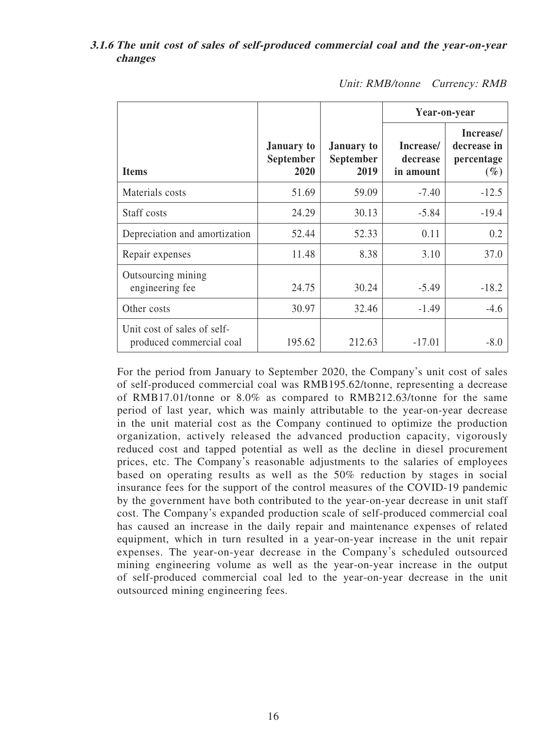### ***3.1.6 The unit cost of sales of self-produced commercial coal and the year-on-year changes***

*Unit: RMB/tonne Currency: RMB*

| Items | January to September 2020 | January to September 2019 | Year-on-year | |
|---|---|---|---|---|
| | | | Increase/ decrease in amount | Increase/ decrease in percentage (%) |
| Materials costs | 51.69 | 59.09 | -7.40 | -12.5 |
| Staff costs | 24.29 | 30.13 | -5.84 | -19.4 |
| Depreciation and amortization | 52.44 | 52.33 | 0.11 | 0.2 |
| Repair expenses | 11.48 | 8.38 | 3.10 | 37.0 |
| Outsourcing mining engineering fee | 24.75 | 30.24 | -5.49 | -18.2 |
| Other costs | 30.97 | 32.46 | -1.49 | -4.6 |
| Unit cost of sales of self-produced commercial coal | 195.62 | 212.63 | -17.01 | -8.0 |

For the period from January to September 2020, the Company's unit cost of sales of self-produced commercial coal was RMB195.62/tonne, representing a decrease of RMB17.01/tonne or 8.0% as compared to RMB212.63/tonne for the same period of last year, which was mainly attributable to the year-on-year decrease in the unit material cost as the Company continued to optimize the production organization, actively released the advanced production capacity, vigorously reduced cost and tapped potential as well as the decline in diesel procurement prices, etc. The Company's reasonable adjustments to the salaries of employees based on operating results as well as the 50% reduction by stages in social insurance fees for the support of the control measures of the COVID-19 pandemic by the government have both contributed to the year-on-year decrease in unit staff cost. The Company's expanded production scale of self-produced commercial coal has caused an increase in the daily repair and maintenance expenses of related equipment, which in turn resulted in a year-on-year increase in the unit repair expenses. The year-on-year decrease in the Company's scheduled outsourced mining engineering volume as well as the year-on-year increase in the output of self-produced commercial coal led to the year-on-year decrease in the unit outsourced mining engineering fees.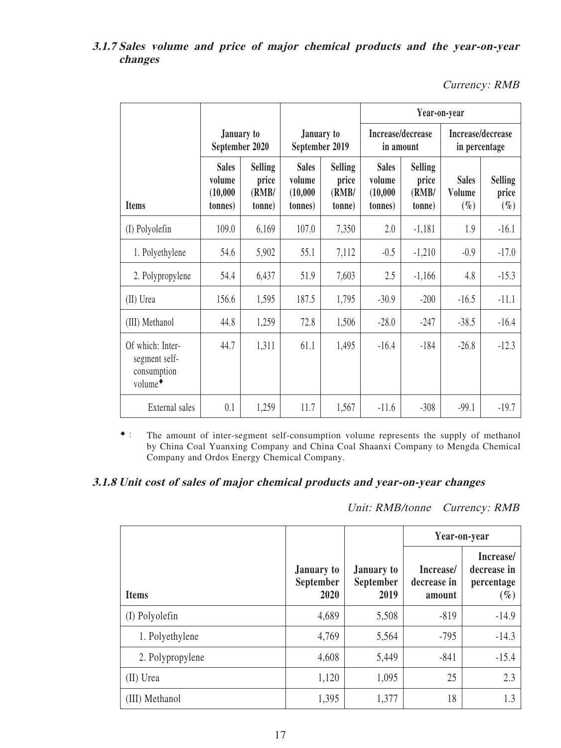### 3.1.7 Sales volume and price of major chemical products and the year-on-year changes

*Currency: RMB*

| Items | January to September 2020 | | January to September 2019 | | Year-on-year | | | |
|---|---|---|---|---|---|---|---|---|
| | | | | | Increase/decrease in amount | | Increase/decrease in percentage | |
| | Sales volume (10,000 tonnes) | Selling price (RMB/ tonne) | Sales volume (10,000 tonnes) | Selling price (RMB/ tonne) | Sales volume (10,000 tonnes) | Selling price (RMB/ tonne) | Sales Volume (%) | Selling price (%) |
| (I) Polyolefin | 109.0 | 6,169 | 107.0 | 7,350 | 2.0 | -1,181 | 1.9 | -16.1 |
| 1. Polyethylene | 54.6 | 5,902 | 55.1 | 7,112 | -0.5 | -1,210 | -0.9 | -17.0 |
| 2. Polypropylene | 54.4 | 6,437 | 51.9 | 7,603 | 2.5 | -1,166 | 4.8 | -15.3 |
| (II) Urea | 156.6 | 1,595 | 187.5 | 1,795 | -30.9 | -200 | -16.5 | -11.1 |
| (III) Methanol | 44.8 | 1,259 | 72.8 | 1,506 | -28.0 | -247 | -38.5 | -16.4 |
| Of which: Inter-segment self-consumption volume◆ | 44.7 | 1,311 | 61.1 | 1,495 | -16.4 | -184 | -26.8 | -12.3 |
| External sales | 0.1 | 1,259 | 11.7 | 1,567 | -11.6 | -308 | -99.1 | -19.7 |

◆ : The amount of inter-segment self-consumption volume represents the supply of methanol by China Coal Yuanxing Company and China Coal Shaanxi Company to Mengda Chemical Company and Ordos Energy Chemical Company.

### 3.1.8 Unit cost of sales of major chemical products and year-on-year changes

*Unit: RMB/tonne Currency: RMB*

| Items | January to September 2020 | January to September 2019 | Year-on-year | |
|---|---|---|---|---|
| | | | Increase/ decrease in amount | Increase/ decrease in percentage (%) |
| (I) Polyolefin | 4,689 | 5,508 | -819 | -14.9 |
| 1. Polyethylene | 4,769 | 5,564 | -795 | -14.3 |
| 2. Polypropylene | 4,608 | 5,449 | -841 | -15.4 |
| (II) Urea | 1,120 | 1,095 | 25 | 2.3 |
| (III) Methanol | 1,395 | 1,377 | 18 | 1.3 |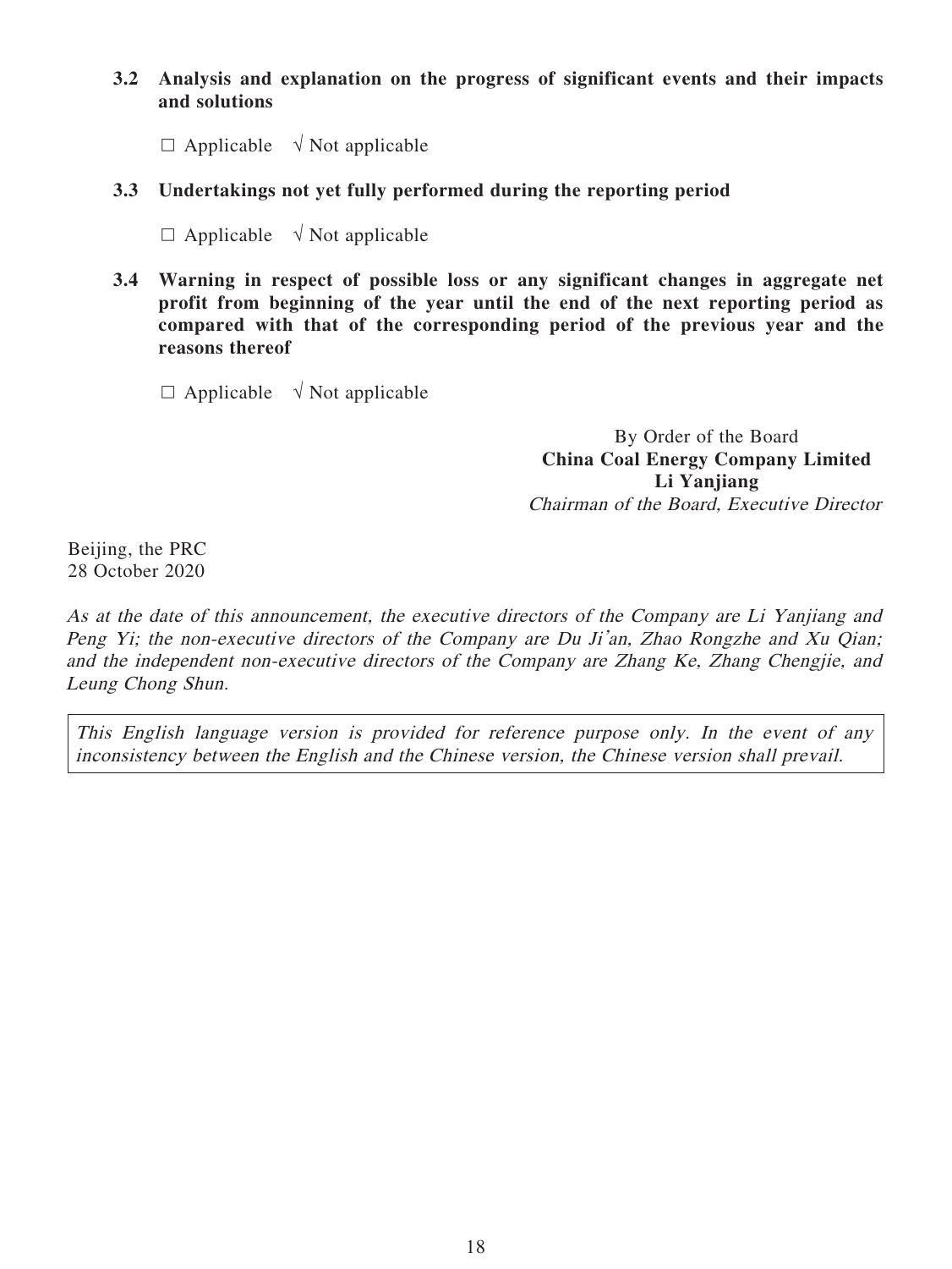**3.2 Analysis and explanation on the progress of significant events and their impacts and solutions**

□ Applicable √ Not applicable

**3.3 Undertakings not yet fully performed during the reporting period**

□ Applicable √ Not applicable

**3.4 Warning in respect of possible loss or any significant changes in aggregate net profit from beginning of the year until the end of the next reporting period as compared with that of the corresponding period of the previous year and the reasons thereof**

□ Applicable √ Not applicable

By Order of the Board
**China Coal Energy Company Limited**
**Li Yanjiang**
*Chairman of the Board, Executive Director*

Beijing, the PRC
28 October 2020

*As at the date of this announcement, the executive directors of the Company are Li Yanjiang and Peng Yi; the non-executive directors of the Company are Du Ji'an, Zhao Rongzhe and Xu Qian; and the independent non-executive directors of the Company are Zhang Ke, Zhang Chengjie, and Leung Chong Shun.*

*This English language version is provided for reference purpose only. In the event of any inconsistency between the English and the Chinese version, the Chinese version shall prevail.*